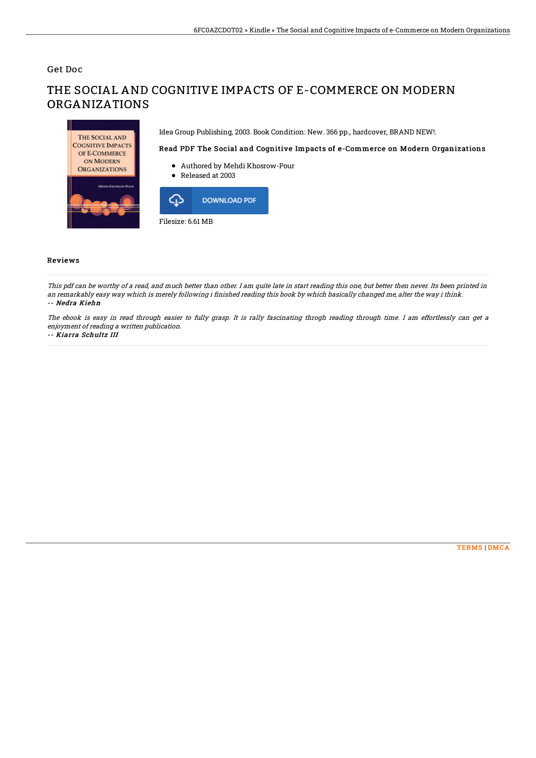Get Doc

# THE SOCIAL AND COGNITIVE IMPACTS OF E-COMMERCE ON MODERN ORGANIZATIONS

Idea Group Publishing, 2003. Book Condition: New. 366 pp., hardcover, BRAND NEW!.

### Read PDF The Social and Cognitive Impacts of e-Commerce on Modern Organizations

- Authored by Mehdi Khosrow-Pour
- Released at 2003

DOWNLOAD PDF

Filesize: 6.61 MB

## Reviews

*This pdf can be worthy of a read, and much better than other. I am quite late in start reading this one, but better then never. Its been printed in an remarkably easy way which is merely following i finished reading this book by which basically changed me, alter the way i think.*

*-- Nedra Kiehn*

*The ebook is easy in read through easier to fully grasp. It is rally fascinating throgh reading through time. I am effortlessly can get a enjoyment of reading a written publication.*

*-- Kiarra Schultz III*

TERMS | DMCA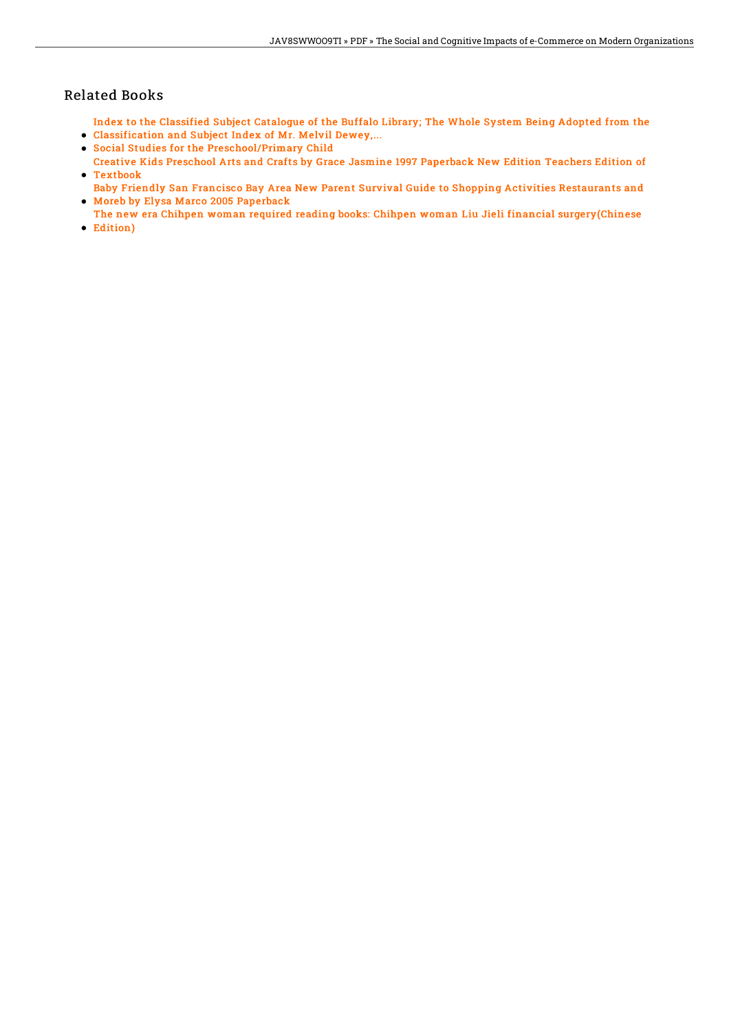## Related Books

- Index to the Classified Subject Catalogue of the Buffalo Library; The Whole System Being Adopted from the Classification and Subject Index of Mr. Melvil Dewey,...
- Social Studies for the Preschool/Primary Child
- Creative Kids Preschool Arts and Crafts by Grace Jasmine 1997 Paperback New Edition Teachers Edition of Textbook
- Baby Friendly San Francisco Bay Area New Parent Survival Guide to Shopping Activities Restaurants and Moreb by Elysa Marco 2005 Paperback
- The new era Chihpen woman required reading books: Chihpen woman Liu Jieli financial surgery(Chinese Edition)